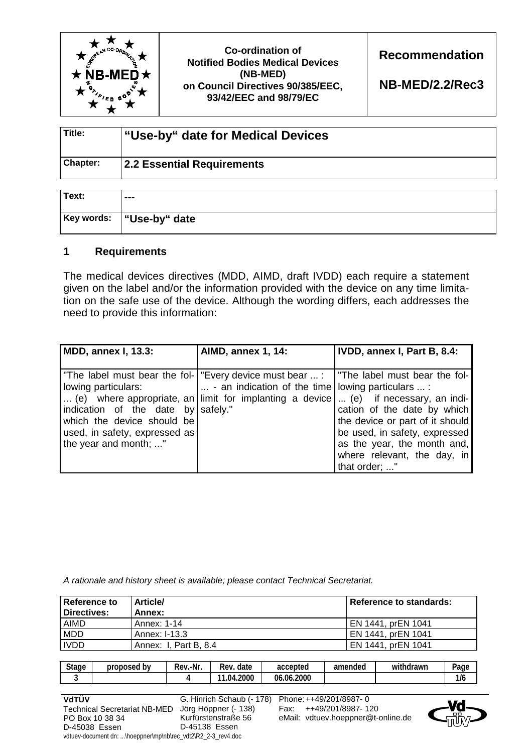| Co-ordination of Notified Bodies Medical Devices (NB-MED) on Council Directives 90/385/EEC, 93/42/EEC and 98/79/EC | Recommendation NB-MED/2.2/Rec3 |
| --- | --- |

| | |
| --- | --- |
| **Title:** | **"Use-by" date for Medical Devices** |
| **Chapter:** | **2.2 Essential Requirements** |

| | |
| --- | --- |
| **Text:** | **---** |
| **Key words:** | **"Use-by" date** |

## 1 Requirements

The medical devices directives (MDD, AIMD, draft IVDD) each require a statement given on the label and/or the information provided with the device on any time limitation on the safe use of the device. Although the wording differs, each addresses the need to provide this information:

| MDD, annex I, 13.3: | AIMD, annex 1, 14: | IVDD, annex I, Part B, 8.4: |
| --- | --- | --- |
| "The label must bear the following particulars: ... (e) where appropriate, an indication of the date by which the device should be used, in safety, expressed as the year and month; ..." | "Every device must bear ... : ... - an indication of the time limit for implanting a device safely." | "The label must bear the following particulars ... : ... (e) if necessary, an indication of the date by which the device or part of it should be used, in safety, expressed as the year, the month and, where relevant, the day, in that order; ..." |

*A rationale and history sheet is available; please contact Technical Secretariat.*

| Reference to Directives: | Article/ Annex: | Reference to standards: |
| --- | --- | --- |
| AIMD | Annex: 1-14 | EN 1441, prEN 1041 |
| MDD | Annex: I-13.3 | EN 1441, prEN 1041 |
| IVDD | Annex: I, Part B, 8.4 | EN 1441, prEN 1041 |

| Stage | proposed by | Rev.-Nr. | Rev. date | accepted | amended | withdrawn | Page |
| --- | --- | --- | --- | --- | --- | --- | --- |
| 3 | | 4 | 11.04.2000 | 06.06.2000 | | | 1/6 |

**VdTÜV**
Technical Secretariat NB-MED
PO Box 10 38 34
D-45038 Essen

G. Hinrich Schaub (- 178)
Jörg Höppner (- 138)
Kurfürstenstraße 56
D-45138 Essen

Phone: ++49/201/8987- 0
Fax: ++49/201/8987- 120
eMail: vdtuev.hoeppner@t-online.de

vdtuev-document dn: ...\hoeppner\mp\nb\rec_vdt2\R2_2-3_rev4.doc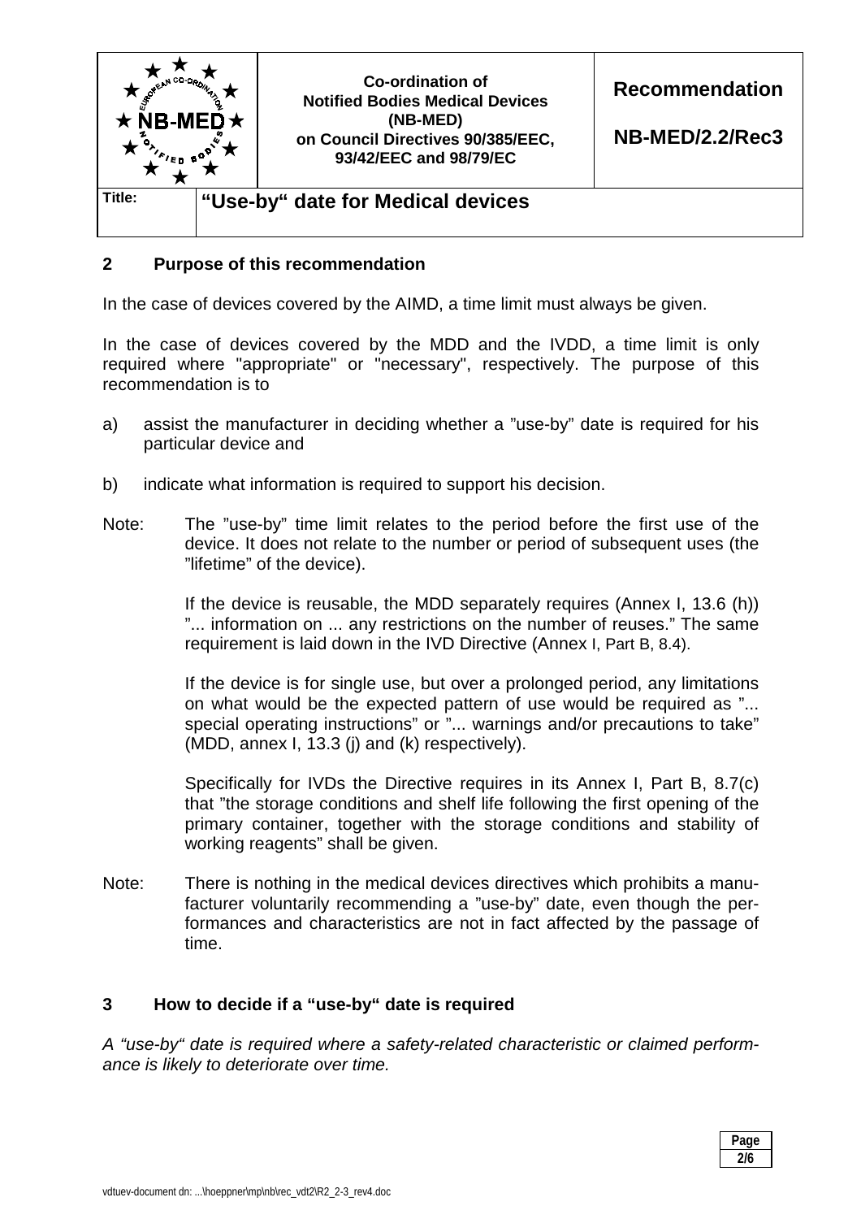## 2 Purpose of this recommendation

In the case of devices covered by the AIMD, a time limit must always be given.

In the case of devices covered by the MDD and the IVDD, a time limit is only required where "appropriate" or "necessary", respectively. The purpose of this recommendation is to

a) assist the manufacturer in deciding whether a "use-by" date is required for his particular device and

b) indicate what information is required to support his decision.

Note: The "use-by" time limit relates to the period before the first use of the device. It does not relate to the number or period of subsequent uses (the "lifetime" of the device).

If the device is reusable, the MDD separately requires (Annex I, 13.6 (h)) "... information on ... any restrictions on the number of reuses." The same requirement is laid down in the IVD Directive (Annex I, Part B, 8.4).

If the device is for single use, but over a prolonged period, any limitations on what would be the expected pattern of use would be required as "... special operating instructions" or "... warnings and/or precautions to take" (MDD, annex I, 13.3 (j) and (k) respectively).

Specifically for IVDs the Directive requires in its Annex I, Part B, 8.7(c) that "the storage conditions and shelf life following the first opening of the primary container, together with the storage conditions and stability of working reagents" shall be given.

Note: There is nothing in the medical devices directives which prohibits a manufacturer voluntarily recommending a "use-by" date, even though the performances and characteristics are not in fact affected by the passage of time.

## 3 How to decide if a "use-by" date is required

*A "use-by" date is required where a safety-related characteristic or claimed performance is likely to deteriorate over time.*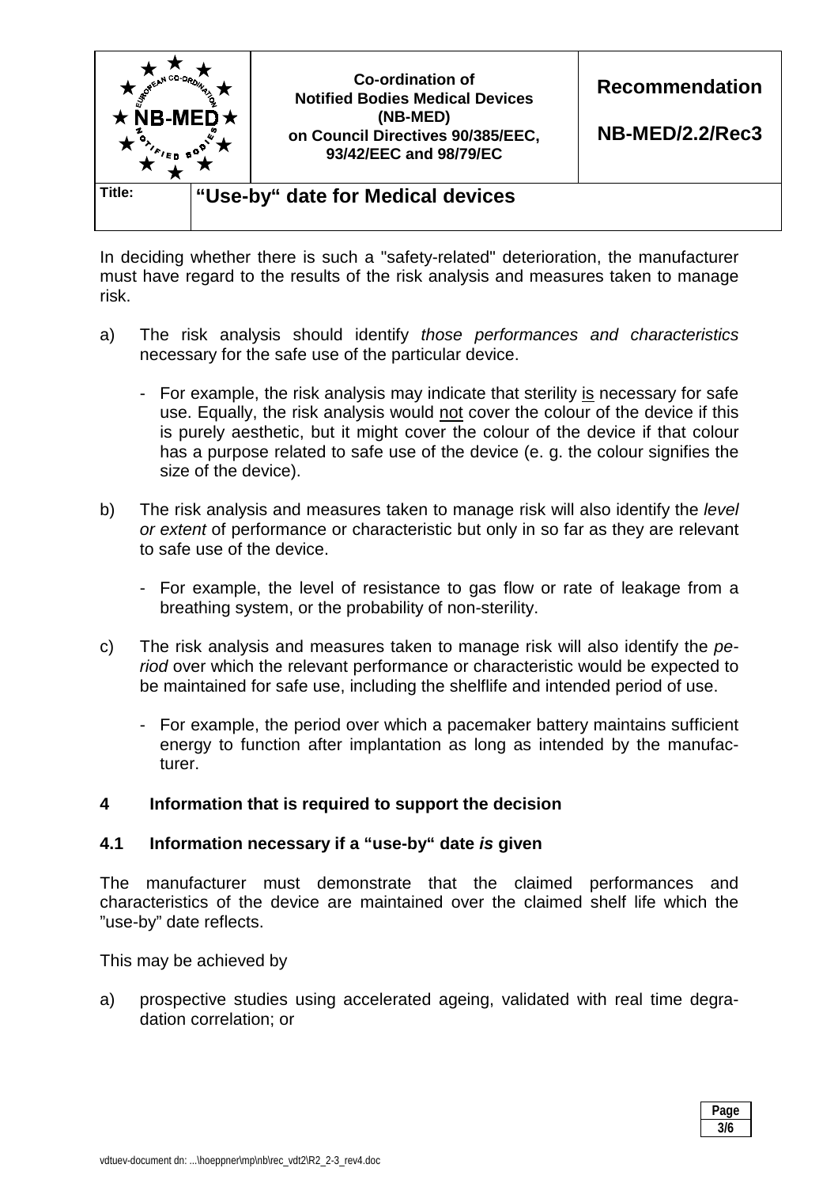In deciding whether there is such a "safety-related" deterioration, the manufacturer must have regard to the results of the risk analysis and measures taken to manage risk.

a) The risk analysis should identify *those performances and characteristics* necessary for the safe use of the particular device.

   - For example, the risk analysis may indicate that sterility is necessary for safe use. Equally, the risk analysis would not cover the colour of the device if this is purely aesthetic, but it might cover the colour of the device if that colour has a purpose related to safe use of the device (e. g. the colour signifies the size of the device).

b) The risk analysis and measures taken to manage risk will also identify the *level or extent* of performance or characteristic but only in so far as they are relevant to safe use of the device.

   - For example, the level of resistance to gas flow or rate of leakage from a breathing system, or the probability of non-sterility.

c) The risk analysis and measures taken to manage risk will also identify the *period* over which the relevant performance or characteristic would be expected to be maintained for safe use, including the shelflife and intended period of use.

   - For example, the period over which a pacemaker battery maintains sufficient energy to function after implantation as long as intended by the manufacturer.

## 4 Information that is required to support the decision

### 4.1 Information necessary if a "use-by" date *is* given

The manufacturer must demonstrate that the claimed performances and characteristics of the device are maintained over the claimed shelf life which the "use-by" date reflects.

This may be achieved by

a) prospective studies using accelerated ageing, validated with real time degradation correlation; or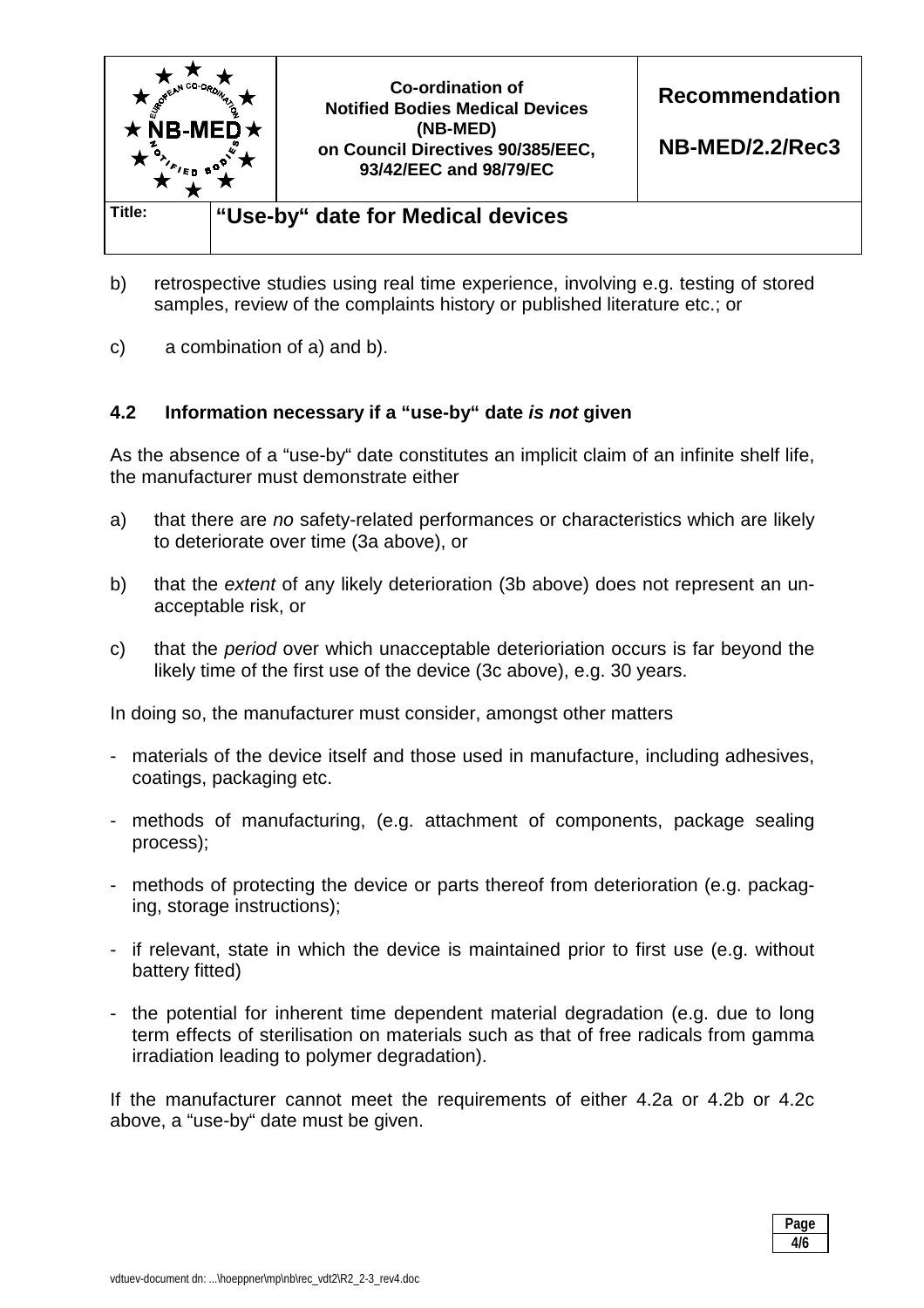b) retrospective studies using real time experience, involving e.g. testing of stored samples, review of the complaints history or published literature etc.; or

c) a combination of a) and b).

### 4.2 Information necessary if a "use-by" date *is not* given

As the absence of a "use-by" date constitutes an implicit claim of an infinite shelf life, the manufacturer must demonstrate either

a) that there are *no* safety-related performances or characteristics which are likely to deteriorate over time (3a above), or

b) that the *extent* of any likely deterioration (3b above) does not represent an unacceptable risk, or

c) that the *period* over which unacceptable deterioriation occurs is far beyond the likely time of the first use of the device (3c above), e.g. 30 years.

In doing so, the manufacturer must consider, amongst other matters

- materials of the device itself and those used in manufacture, including adhesives, coatings, packaging etc.
- methods of manufacturing, (e.g. attachment of components, package sealing process);
- methods of protecting the device or parts thereof from deterioration (e.g. packaging, storage instructions);
- if relevant, state in which the device is maintained prior to first use (e.g. without battery fitted)
- the potential for inherent time dependent material degradation (e.g. due to long term effects of sterilisation on materials such as that of free radicals from gamma irradiation leading to polymer degradation).

If the manufacturer cannot meet the requirements of either 4.2a or 4.2b or 4.2c above, a "use-by" date must be given.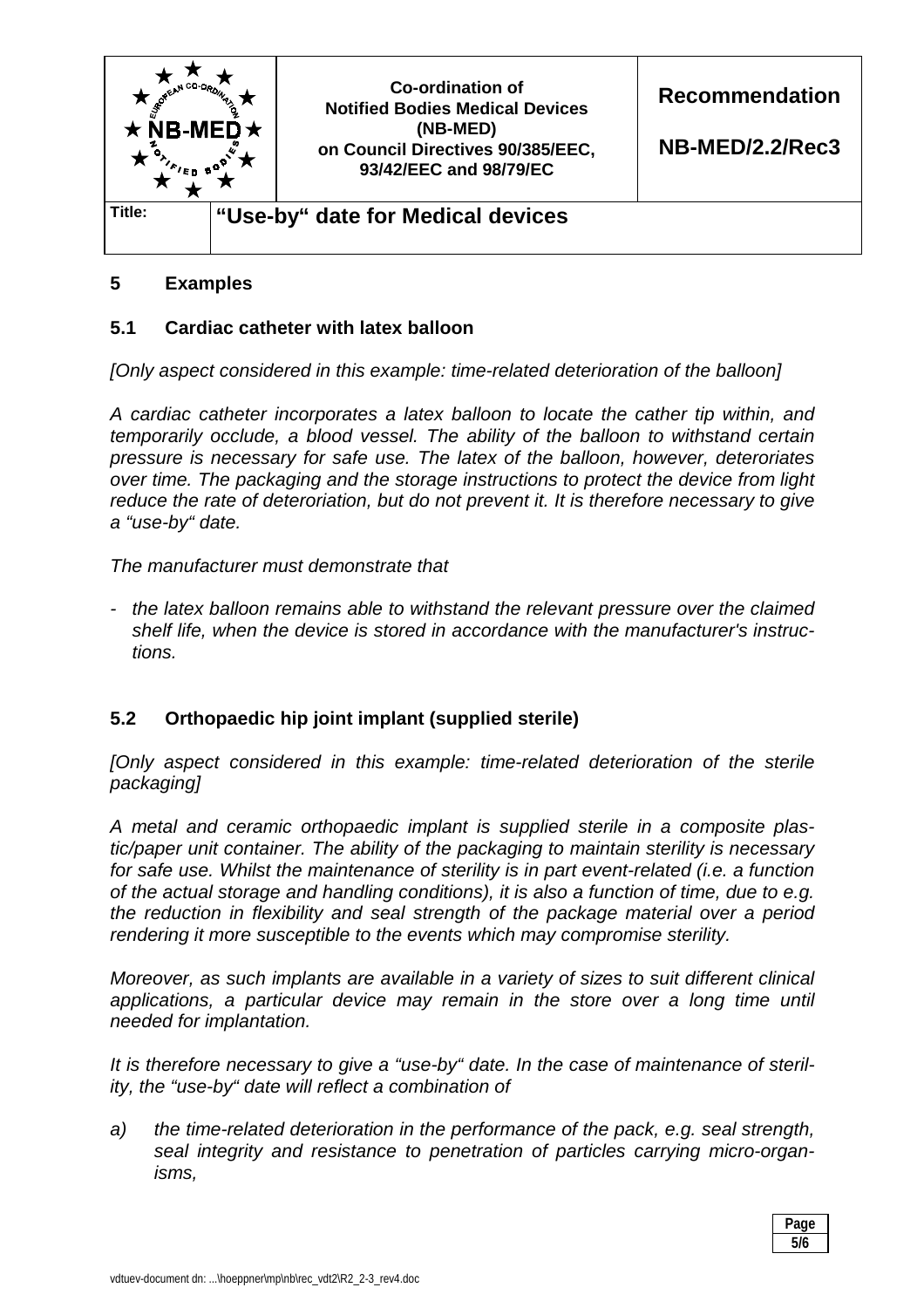## 5 Examples

### 5.1 Cardiac catheter with latex balloon

*[Only aspect considered in this example: time-related deterioration of the balloon]*

*A cardiac catheter incorporates a latex balloon to locate the cather tip within, and temporarily occlude, a blood vessel. The ability of the balloon to withstand certain pressure is necessary for safe use. The latex of the balloon, however, deteriorates over time. The packaging and the storage instructions to protect the device from light reduce the rate of deteroriation, but do not prevent it. It is therefore necessary to give a "use-by" date.*

*The manufacturer must demonstrate that*

- *the latex balloon remains able to withstand the relevant pressure over the claimed shelf life, when the device is stored in accordance with the manufacturer's instructions.*

### 5.2 Orthopaedic hip joint implant (supplied sterile)

*[Only aspect considered in this example: time-related deterioration of the sterile packaging]*

*A metal and ceramic orthopaedic implant is supplied sterile in a composite plastic/paper unit container. The ability of the packaging to maintain sterility is necessary for safe use. Whilst the maintenance of sterility is in part event-related (i.e. a function of the actual storage and handling conditions), it is also a function of time, due to e.g. the reduction in flexibility and seal strength of the package material over a period rendering it more susceptible to the events which may compromise sterility.*

*Moreover, as such implants are available in a variety of sizes to suit different clinical applications, a particular device may remain in the store over a long time until needed for implantation.*

*It is therefore necessary to give a "use-by" date. In the case of maintenance of sterility, the "use-by" date will reflect a combination of*

a) *the time-related deterioration in the performance of the pack, e.g. seal strength, seal integrity and resistance to penetration of particles carrying micro-organisms,*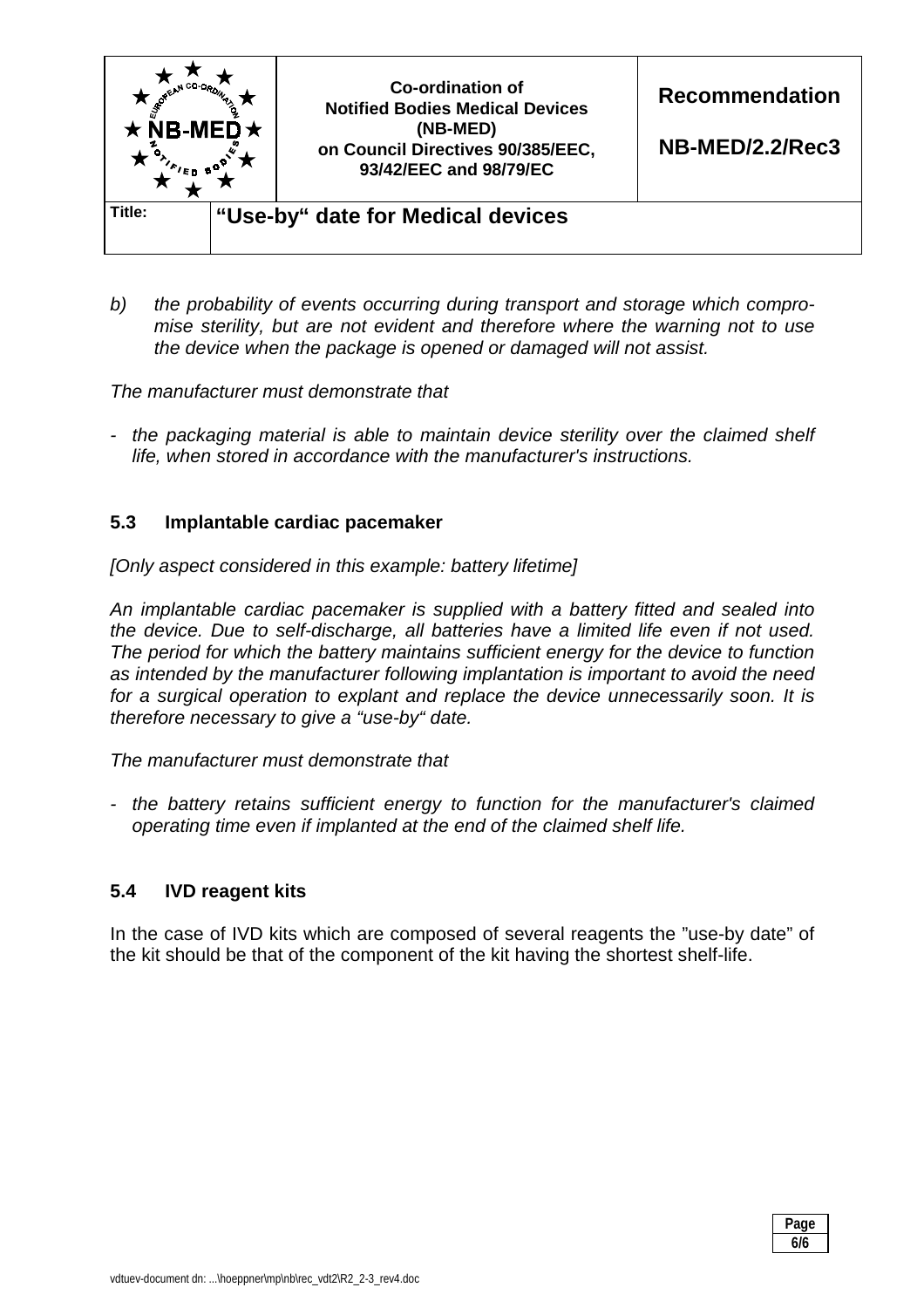*b) the probability of events occurring during transport and storage which compromise sterility, but are not evident and therefore where the warning not to use the device when the package is opened or damaged will not assist.*

*The manufacturer must demonstrate that*

- *the packaging material is able to maintain device sterility over the claimed shelf life, when stored in accordance with the manufacturer's instructions.*

### 5.3 Implantable cardiac pacemaker

*[Only aspect considered in this example: battery lifetime]*

*An implantable cardiac pacemaker is supplied with a battery fitted and sealed into the device. Due to self-discharge, all batteries have a limited life even if not used. The period for which the battery maintains sufficient energy for the device to function as intended by the manufacturer following implantation is important to avoid the need for a surgical operation to explant and replace the device unnecessarily soon. It is therefore necessary to give a "use-by" date.*

*The manufacturer must demonstrate that*

- *the battery retains sufficient energy to function for the manufacturer's claimed operating time even if implanted at the end of the claimed shelf life.*

### 5.4 IVD reagent kits

In the case of IVD kits which are composed of several reagents the "use-by date" of the kit should be that of the component of the kit having the shortest shelf-life.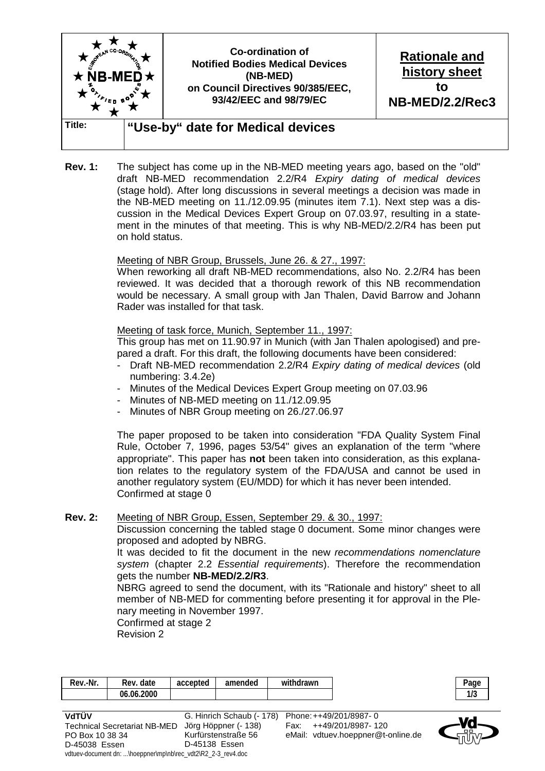| | Co-ordination of Notified Bodies Medical Devices (NB-MED) on Council Directives 90/385/EEC, 93/42/EEC and 98/79/EC | **Rationale and history sheet to NB-MED/2.2/Rec3** |
|---|---|---|
| **Title:** | **"Use-by" date for Medical devices** | |

**Rev. 1:** The subject has come up in the NB-MED meeting years ago, based on the "old" draft NB-MED recommendation 2.2/R4 *Expiry dating of medical devices* (stage hold). After long discussions in several meetings a decision was made in the NB-MED meeting on 11./12.09.95 (minutes item 7.1). Next step was a discussion in the Medical Devices Expert Group on 07.03.97, resulting in a statement in the minutes of that meeting. This is why NB-MED/2.2/R4 has been put on hold status.

Meeting of NBR Group, Brussels, June 26. & 27., 1997:
When reworking all draft NB-MED recommendations, also No. 2.2/R4 has been reviewed. It was decided that a thorough rework of this NB recommendation would be necessary. A small group with Jan Thalen, David Barrow and Johann Rader was installed for that task.

Meeting of task force, Munich, September 11., 1997:
This group has met on 11.90.97 in Munich (with Jan Thalen apologised) and prepared a draft. For this draft, the following documents have been considered:

- Draft NB-MED recommendation 2.2/R4 *Expiry dating of medical devices* (old numbering: 3.4.2e)
- Minutes of the Medical Devices Expert Group meeting on 07.03.96
- Minutes of NB-MED meeting on 11./12.09.95
- Minutes of NBR Group meeting on 26./27.06.97

The paper proposed to be taken into consideration "FDA Quality System Final Rule, October 7, 1996, pages 53/54" gives an explanation of the term "where appropriate". This paper has **not** been taken into consideration, as this explanation relates to the regulatory system of the FDA/USA and cannot be used in another regulatory system (EU/MDD) for which it has never been intended.
Confirmed at stage 0

**Rev. 2:** Meeting of NBR Group, Essen, September 29. & 30., 1997:
Discussion concerning the tabled stage 0 document. Some minor changes were proposed and adopted by NBRG.
It was decided to fit the document in the new *recommendations nomenclature system* (chapter 2.2 *Essential requirements*). Therefore the recommendation gets the number **NB-MED/2.2/R3**.
NBRG agreed to send the document, with its "Rationale and history" sheet to all member of NB-MED for commenting before presenting it for approval in the Plenary meeting in November 1997.
Confirmed at stage 2
Revision 2

| Rev.-Nr. | Rev. date | accepted | amended | withdrawn |
|---|---|---|---|---|
| | 06.06.2000 | | | |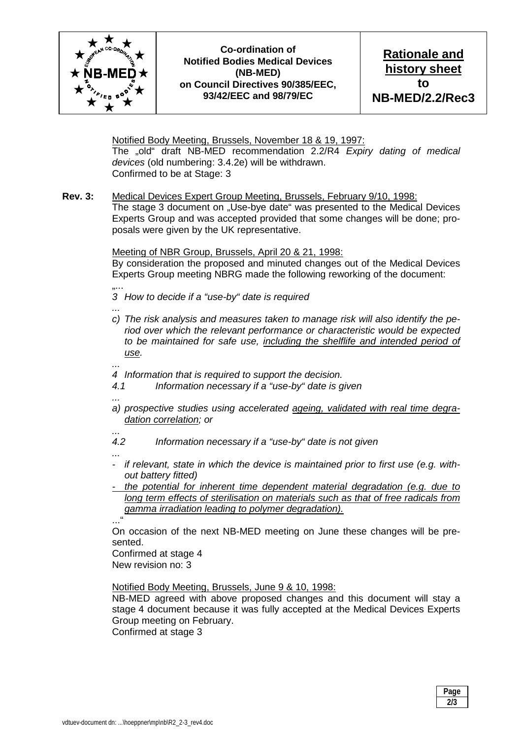Notified Body Meeting, Brussels, November 18 & 19, 1997:
The „old" draft NB-MED recommendation 2.2/R4 *Expiry dating of medical devices* (old numbering: 3.4.2e) will be withdrawn.
Confirmed to be at Stage: 3

**Rev. 3:** Medical Devices Expert Group Meeting, Brussels, February 9/10, 1998:
The stage 3 document on „Use-bye date" was presented to the Medical Devices Experts Group and was accepted provided that some changes will be done; proposals were given by the UK representative.

Meeting of NBR Group, Brussels, April 20 & 21, 1998:
By consideration the proposed and minuted changes out of the Medical Devices Experts Group meeting NBRG made the following reworking of the document:

„...

*3 How to decide if a "use-by" date is required*

*...*

*c) The risk analysis and measures taken to manage risk will also identify the period over which the relevant performance or characteristic would be expected to be maintained for safe use, including the shelflife and intended period of use.*

*...*

*4 Information that is required to support the decision.*

*4.1 Information necessary if a "use-by" date is given*

*...*

*a) prospective studies using accelerated ageing, validated with real time degradation correlation; or*

*...*

*4.2 Information necessary if a "use-by" date is not given*

*...*

- *if relevant, state in which the device is maintained prior to first use (e.g. without battery fitted)*
- *the potential for inherent time dependent material degradation (e.g. due to long term effects of sterilisation on materials such as that of free radicals from gamma irradiation leading to polymer degradation).*

..."

On occasion of the next NB-MED meeting on June these changes will be presented.
Confirmed at stage 4
New revision no: 3

Notified Body Meeting, Brussels, June 9 & 10, 1998:
NB-MED agreed with above proposed changes and this document will stay a stage 4 document because it was fully accepted at the Medical Devices Experts Group meeting on February.
Confirmed at stage 3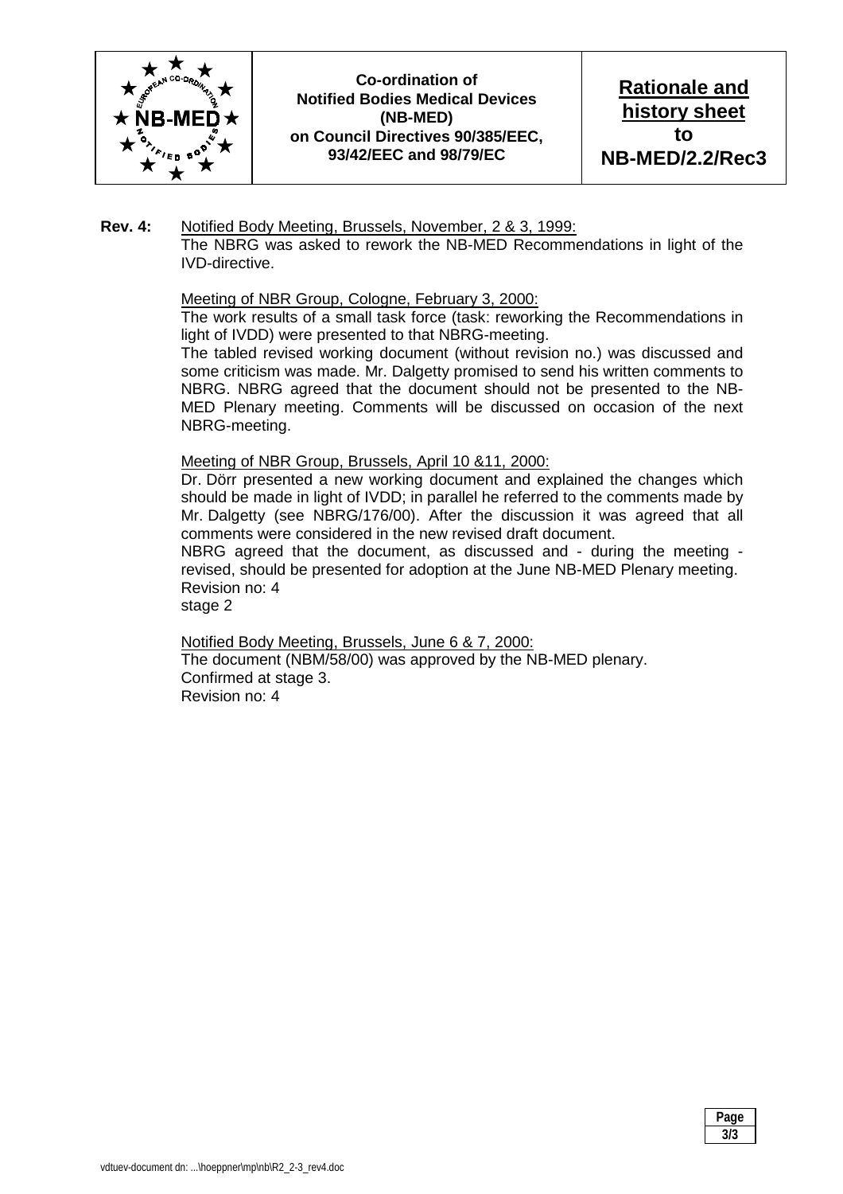**Rev. 4:** Notified Body Meeting, Brussels, November, 2 & 3, 1999:

The NBRG was asked to rework the NB-MED Recommendations in light of the IVD-directive.

Meeting of NBR Group, Cologne, February 3, 2000:

The work results of a small task force (task: reworking the Recommendations in light of IVDD) were presented to that NBRG-meeting.

The tabled revised working document (without revision no.) was discussed and some criticism was made. Mr. Dalgetty promised to send his written comments to NBRG. NBRG agreed that the document should not be presented to the NB-MED Plenary meeting. Comments will be discussed on occasion of the next NBRG-meeting.

Meeting of NBR Group, Brussels, April 10 &11, 2000:

Dr. Dörr presented a new working document and explained the changes which should be made in light of IVDD; in parallel he referred to the comments made by Mr. Dalgetty (see NBRG/176/00). After the discussion it was agreed that all comments were considered in the new revised draft document.

NBRG agreed that the document, as discussed and - during the meeting - revised, should be presented for adoption at the June NB-MED Plenary meeting.

Revision no: 4

stage 2

Notified Body Meeting, Brussels, June 6 & 7, 2000:

The document (NBM/58/00) was approved by the NB-MED plenary.

Confirmed at stage 3.

Revision no: 4